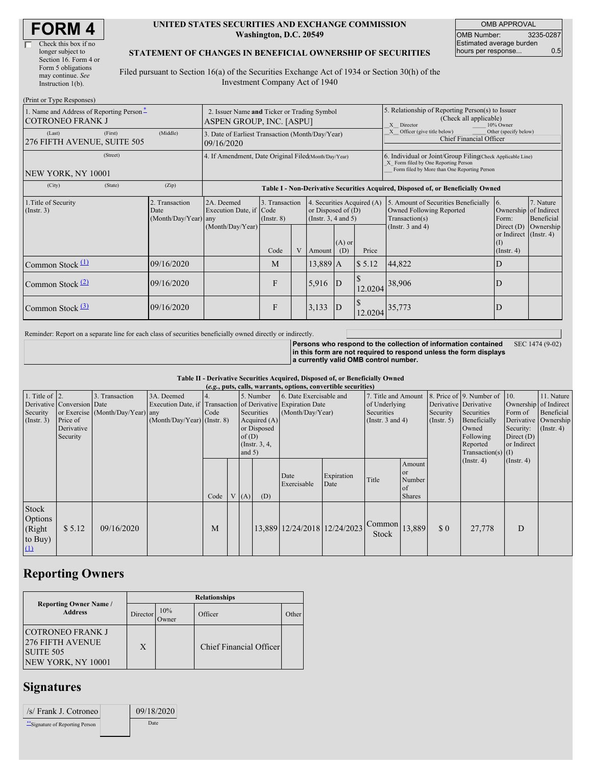# FORM 4

☐ Check this box if no longer subject to Section 16. Form 4 or Form 5 obligations may continue. *See* Instruction 1(b).

**UNITED STATES SECURITIES AND EXCHANGE COMMISSION**
**Washington, D.C. 20549**

**STATEMENT OF CHANGES IN BENEFICIAL OWNERSHIP OF SECURITIES**

Filed pursuant to Section 16(a) of the Securities Exchange Act of 1934 or Section 30(h) of the Investment Company Act of 1940

| OMB APPROVAL | |
|---|---|
| OMB Number: | 3235-0287 |
| Estimated average burden hours per response... | 0.5 |

(Print or Type Responses)

| 1. Name and Address of Reporting Person * | 2. Issuer Name **and** Ticker or Trading Symbol | 5. Relationship of Reporting Person(s) to Issuer (Check all applicable) |
|---|---|---|
| COTRONEO FRANK J | ASPEN GROUP, INC. [ASPU] | _X_ Director ___ 10% Owner |
| (Last) (First) (Middle) 276 FIFTH AVENUE, SUITE 505 | 3. Date of Earliest Transaction (Month/Day/Year) 09/16/2020 | _X_ Officer (give title below) ___ Other (specify below) Chief Financial Officer |
| (Street) NEW YORK, NY 10001 | 4. If Amendment, Date Original Filed(Month/Day/Year) | 6. Individual or Joint/Group Filing(Check Applicable Line) _X_ Form filed by One Reporting Person ___ Form filed by More than One Reporting Person |
| (City) (State) (Zip) | | |

**Table I - Non-Derivative Securities Acquired, Disposed of, or Beneficially Owned**

| 1.Title of Security (Instr. 3) | 2. Transaction Date (Month/Day/Year) | 2A. Deemed Execution Date, if any (Month/Day/Year) | 3. Transaction Code (Instr. 8) | | 4. Securities Acquired (A) or Disposed of (D) (Instr. 3, 4 and 5) | | | 5. Amount of Securities Beneficially Owned Following Reported Transaction(s) (Instr. 3 and 4) | 6. Ownership Form: Direct (D) or Indirect (I) (Instr. 4) | 7. Nature of Indirect Beneficial Ownership (Instr. 4) |
|---|---|---|---|---|---|---|---|---|---|---|
| | | | Code | V | Amount | (A) or (D) | Price | | | |
| Common Stock (1) | 09/16/2020 | | M | | 13,889 | A | $ 5.12 | 44,822 | D | |
| Common Stock (2) | 09/16/2020 | | F | | 5,916 | D | $ 12.0204 | 38,906 | D | |
| Common Stock (3) | 09/16/2020 | | F | | 3,133 | D | $ 12.0204 | 35,773 | D | |

Reminder: Report on a separate line for each class of securities beneficially owned directly or indirectly.

**Persons who respond to the collection of information contained in this form are not required to respond unless the form displays a currently valid OMB control number.** SEC 1474 (9-02)

**Table II - Derivative Securities Acquired, Disposed of, or Beneficially Owned**
**(*e.g.*, puts, calls, warrants, options, convertible securities)**

| 1. Title of Derivative Security (Instr. 3) | 2. Conversion or Exercise Price of Derivative Security | 3. Transaction Date (Month/Day/Year) | 3A. Deemed Execution Date, if any (Month/Day/Year) | 4. Transaction Code (Instr. 8) | | 5. Number of Derivative Securities Acquired (A) or Disposed of (D) (Instr. 3, 4, and 5) | | 6. Date Exercisable and Expiration Date (Month/Day/Year) | | 7. Title and Amount of Underlying Securities (Instr. 3 and 4) | | 8. Price of Derivative Security (Instr. 5) | 9. Number of Derivative Securities Beneficially Owned Following Reported Transaction(s) (Instr. 4) | 10. Ownership Form of Derivative Security: Direct (D) or Indirect (I) (Instr. 4) | 11. Nature of Indirect Beneficial Ownership (Instr. 4) |
|---|---|---|---|---|---|---|---|---|---|---|---|---|---|---|---|
| | | | | Code | V | (A) | (D) | Date Exercisable | Expiration Date | Title | Amount or Number of Shares | | | | |
| Stock Options (Right to Buy) (1) | $ 5.12 | 09/16/2020 | | M | | | 13,889 | 12/24/2018 | 12/24/2023 | Common Stock | 13,889 | $ 0 | 27,778 | D | |

## Reporting Owners

| Reporting Owner Name / Address | Relationships | | | |
|---|---|---|---|---|
| | Director | 10% Owner | Officer | Other |
| COTRONEO FRANK J 276 FIFTH AVENUE SUITE 505 NEW YORK, NY 10001 | X | | Chief Financial Officer | |

## Signatures

| /s/ Frank J. Cotroneo | 09/18/2020 |
|---|---|
| **Signature of Reporting Person | Date |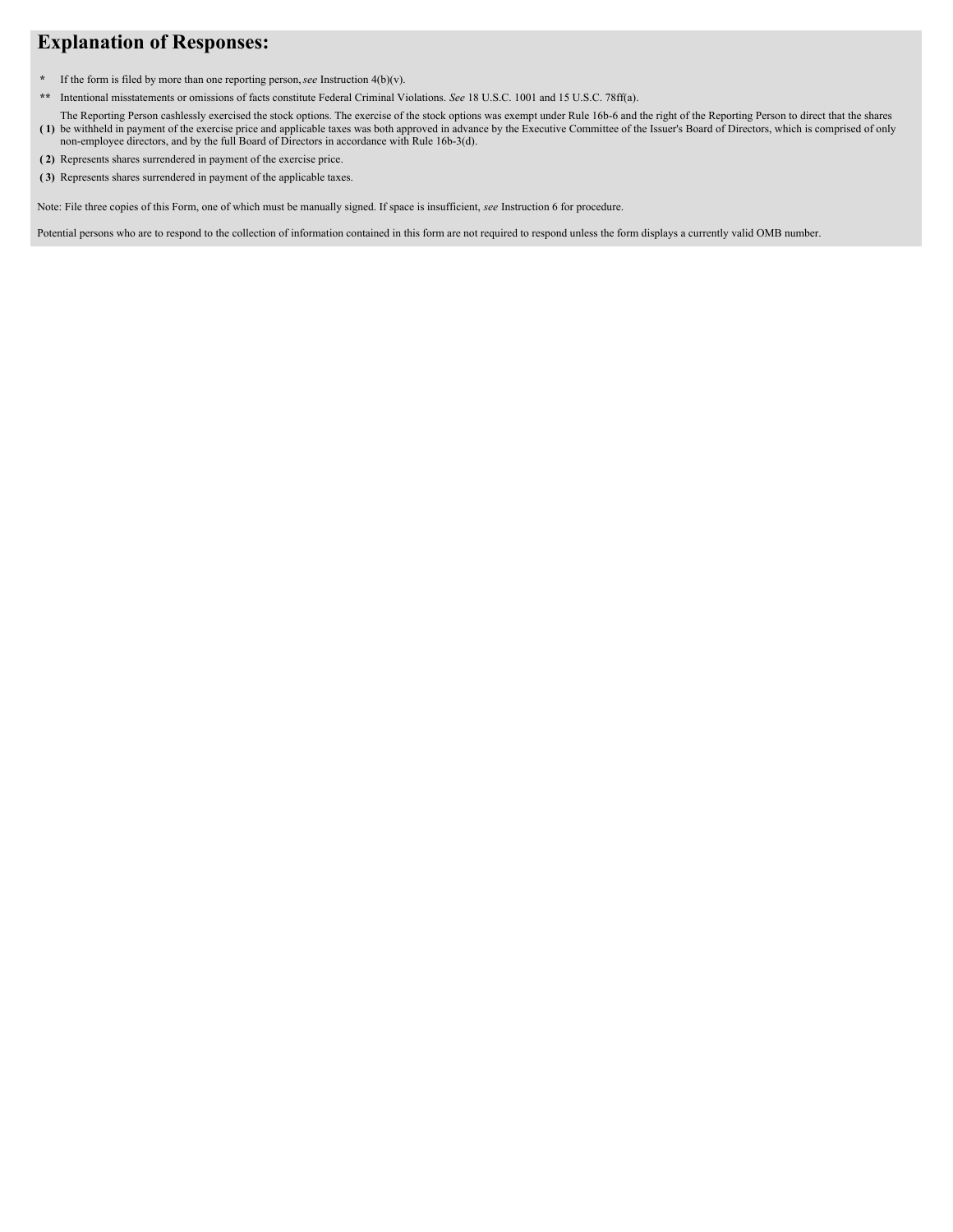# Explanation of Responses:

\* If the form is filed by more than one reporting person, *see* Instruction 4(b)(v).

\*\* Intentional misstatements or omissions of facts constitute Federal Criminal Violations. *See* 18 U.S.C. 1001 and 15 U.S.C. 78ff(a).

**( 1)** The Reporting Person cashlessly exercised the stock options. The exercise of the stock options was exempt under Rule 16b-6 and the right of the Reporting Person to direct that the shares be withheld in payment of the exercise price and applicable taxes was both approved in advance by the Executive Committee of the Issuer's Board of Directors, which is comprised of only non-employee directors, and by the full Board of Directors in accordance with Rule 16b-3(d).

**( 2)** Represents shares surrendered in payment of the exercise price.

**( 3)** Represents shares surrendered in payment of the applicable taxes.

Note: File three copies of this Form, one of which must be manually signed. If space is insufficient, *see* Instruction 6 for procedure.

Potential persons who are to respond to the collection of information contained in this form are not required to respond unless the form displays a currently valid OMB number.